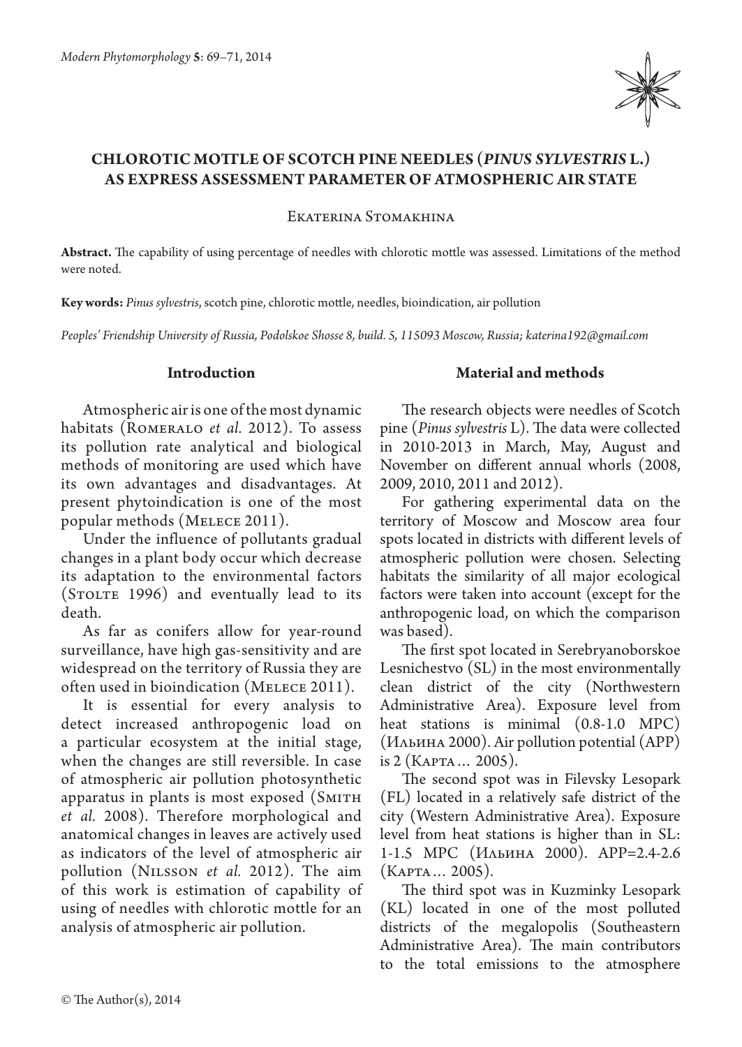# CHLOROTIC MOTTLE OF SCOTCH PINE NEEDLES (*PINUS SYLVESTRIS* L.) AS EXPRESS ASSESSMENT PARAMETER OF ATMOSPHERIC AIR STATE

Ekaterina Stomakhina

**Abstract.** The capability of using percentage of needles with chlorotic mottle was assessed. Limitations of the method were noted.

**Key words:** *Pinus sylvestris*, scotch pine, chlorotic mottle, needles, bioindication, air pollution

*Peoples' Friendship University of Russia, Podolskoe Shosse 8, build. 5, 115093 Moscow, Russia; katerina192@gmail.com*

## Introduction

Atmospheric air is one of the most dynamic habitats (Romeralo *et al.* 2012). To assess its pollution rate analytical and biological methods of monitoring are used which have its own advantages and disadvantages. At present phytoindication is one of the most popular methods (Melece 2011).

Under the influence of pollutants gradual changes in a plant body occur which decrease its adaptation to the environmental factors (Stolte 1996) and eventually lead to its death.

As far as conifers allow for year-round surveillance, have high gas-sensitivity and are widespread on the territory of Russia they are often used in bioindication (Melece 2011).

It is essential for every analysis to detect increased anthropogenic load on a particular ecosystem at the initial stage, when the changes are still reversible. In case of atmospheric air pollution photosynthetic apparatus in plants is most exposed (Smith *et al.* 2008). Therefore morphological and anatomical changes in leaves are actively used as indicators of the level of atmospheric air pollution (Nilsson *et al.* 2012). The aim of this work is estimation of capability of using of needles with chlorotic mottle for an analysis of atmospheric air pollution.

## Material and methods

The research objects were needles of Scotch pine (*Pinus sylvestris* L). The data were collected in 2010-2013 in March, May, August and November on different annual whorls (2008, 2009, 2010, 2011 and 2012).

For gathering experimental data on the territory of Moscow and Moscow area four spots located in districts with different levels of atmospheric pollution were chosen. Selecting habitats the similarity of all major ecological factors were taken into account (except for the anthropogenic load, on which the comparison was based).

The first spot located in Serebryanoborskoe Lesnichestvo (SL) in the most environmentally clean district of the city (Northwestern Administrative Area). Exposure level from heat stations is minimal (0.8-1.0 MPC) (Ильина 2000). Air pollution potential (APP) is 2 (Карта… 2005).

The second spot was in Filevsky Lesopark (FL) located in a relatively safe district of the city (Western Administrative Area). Exposure level from heat stations is higher than in SL: 1-1.5 MPC (Ильина 2000). APP=2.4-2.6 (Карта… 2005).

The third spot was in Kuzminky Lesopark (KL) located in one of the most polluted districts of the megalopolis (Southeastern Administrative Area). The main contributors to the total emissions to the atmosphere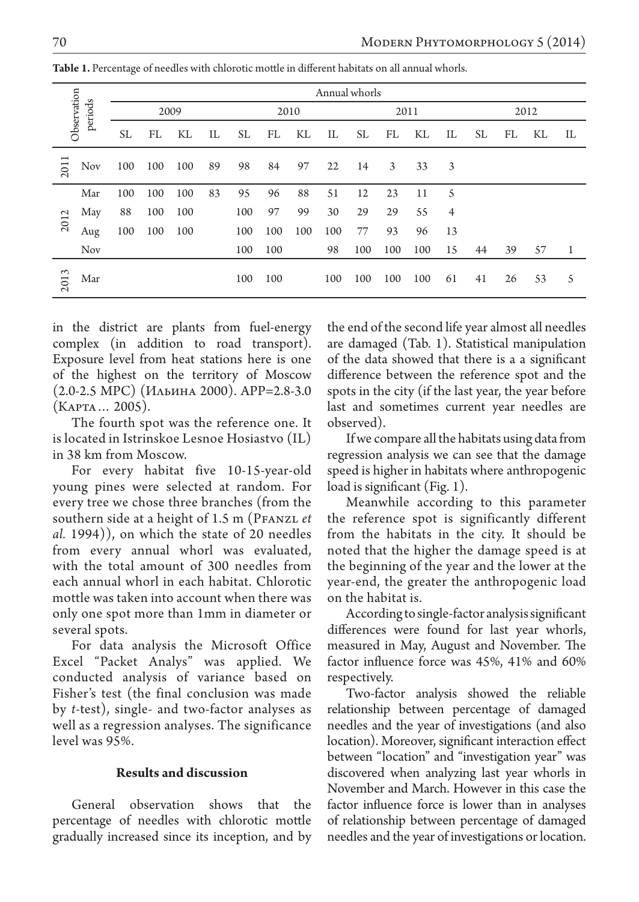**Table 1.** Percentage of needles with chlorotic mottle in different habitats on all annual whorls.

| Observation periods | | Annual whorls | | | | | | | | | | | | | | | |
|---|---|---|---|---|---|---|---|---|---|---|---|---|---|---|---|---|---|
| | | 2009 | | | | 2010 | | | | 2011 | | | | 2012 | | | |
| | | SL | FL | KL | IL | SL | FL | KL | IL | SL | FL | KL | IL | SL | FL | KL | IL |
| 2011 | Nov | 100 | 100 | 100 | 89 | 98 | 84 | 97 | 22 | 14 | 3 | 33 | 3 | | | | |
| 2012 | Mar | 100 | 100 | 100 | 83 | 95 | 96 | 88 | 51 | 12 | 23 | 11 | 5 | | | | |
| | May | 88 | 100 | 100 | | 100 | 97 | 99 | 30 | 29 | 29 | 55 | 4 | | | | |
| | Aug | 100 | 100 | 100 | | 100 | 100 | 100 | 100 | 77 | 93 | 96 | 13 | | | | |
| | Nov | | | | | 100 | 100 | | 98 | 100 | 100 | 100 | 15 | 44 | 39 | 57 | 1 |
| 2013 | Mar | | | | | 100 | 100 | | 100 | 100 | 100 | 100 | 61 | 41 | 26 | 53 | 5 |

in the district are plants from fuel-energy complex (in addition to road transport). Exposure level from heat stations here is one of the highest on the territory of Moscow (2.0-2.5 MPC) (Ильина 2000). APP=2.8-3.0 (Карта… 2005).

The fourth spot was the reference one. It is located in Istrinskoe Lesnoe Hosiastvo (IL) in 38 km from Moscow.

For every habitat five 10-15-year-old young pines were selected at random. For every tree we chose three branches (from the southern side at a height of 1.5 m (Pfanzl *et al.* 1994)), on which the state of 20 needles from every annual whorl was evaluated, with the total amount of 300 needles from each annual whorl in each habitat. Chlorotic mottle was taken into account when there was only one spot more than 1mm in diameter or several spots.

For data analysis the Microsoft Office Excel "Packet Analys" was applied. We conducted analysis of variance based on Fisher's test (the final conclusion was made by *t*-test), single- and two-factor analyses as well as a regression analyses. The significance level was 95%.

## Results and discussion

General observation shows that the percentage of needles with chlorotic mottle gradually increased since its inception, and by the end of the second life year almost all needles are damaged (Tab. 1). Statistical manipulation of the data showed that there is a a significant difference between the reference spot and the spots in the city (if the last year, the year before last and sometimes current year needles are observed).

If we compare all the habitats using data from regression analysis we can see that the damage speed is higher in habitats where anthropogenic load is significant (Fig. 1).

Meanwhile according to this parameter the reference spot is significantly different from the habitats in the city. It should be noted that the higher the damage speed is at the beginning of the year and the lower at the year-end, the greater the anthropogenic load on the habitat is.

According to single-factor analysis significant differences were found for last year whorls, measured in May, August and November. The factor influence force was 45%, 41% and 60% respectively.

Two-factor analysis showed the reliable relationship between percentage of damaged needles and the year of investigations (and also location). Moreover, significant interaction effect between "location" and "investigation year" was discovered when analyzing last year whorls in November and March. However in this case the factor influence force is lower than in analyses of relationship between percentage of damaged needles and the year of investigations or location.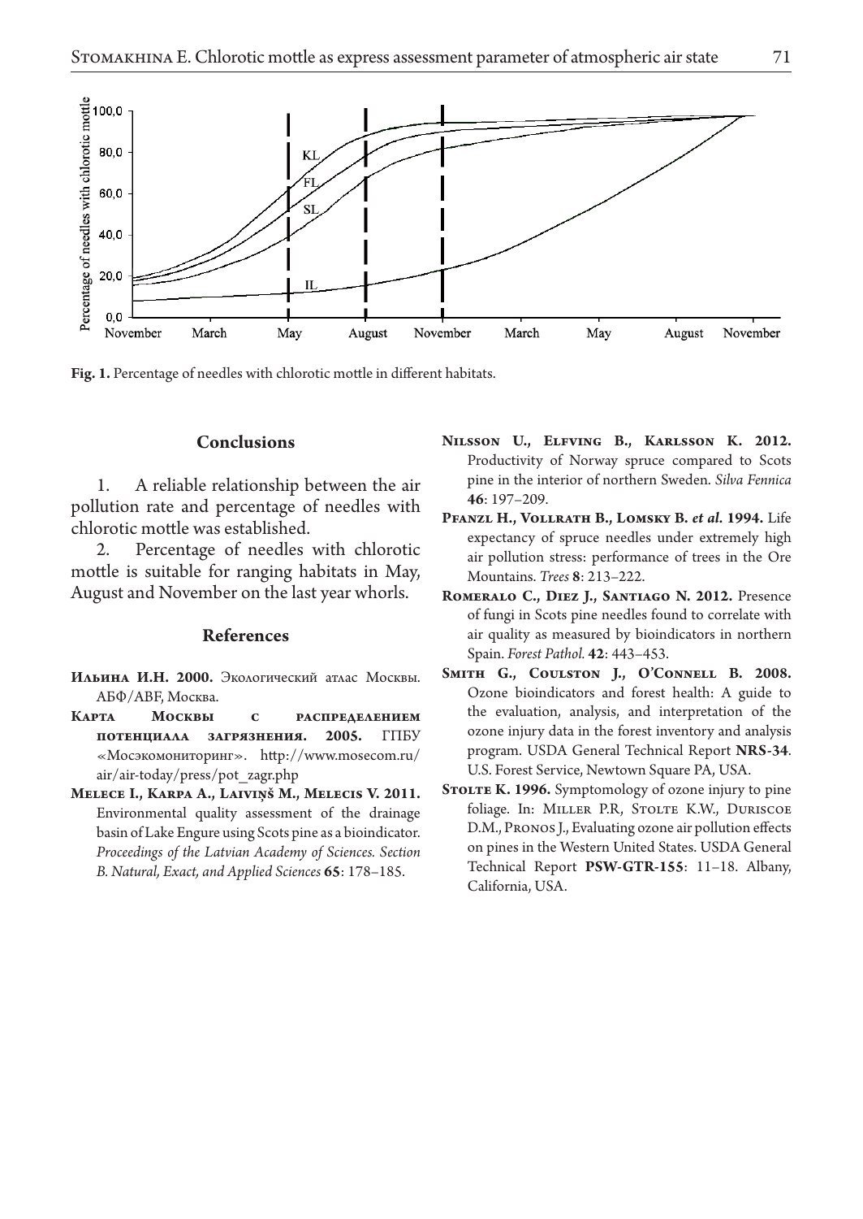Percentage of needles with chlorotic mottle

100,0
80,0
60,0
40,0
20,0
0,0

KL
FL
SL
IL

November March May August November March May August November

**Fig. 1.** Percentage of needles with chlorotic mottle in different habitats.

## Conclusions

1. A reliable relationship between the air pollution rate and percentage of needles with chlorotic mottle was established.
2. Percentage of needles with chlorotic mottle is suitable for ranging habitats in May, August and November on the last year whorls.

## References

**Ильина И.Н. 2000.** Экологический атлас Москвы. АБФ/ABF, Москва.

**Карта Москвы с распределением потенциала загрязнения. 2005.** ГПБУ «Мосэкомониторинг». http://www.mosecom.ru/air/air-today/press/pot_zagr.php

**Melece I., Karpa A., Laiviņš M., Melecis V. 2011.** Environmental quality assessment of the drainage basin of Lake Engure using Scots pine as a bioindicator. *Proceedings of the Latvian Academy of Sciences. Section B. Natural, Exact, and Applied Sciences* **65**: 178–185.

**Nilsson U., Elfving B., Karlsson K. 2012.** Productivity of Norway spruce compared to Scots pine in the interior of northern Sweden. *Silva Fennica* **46**: 197–209.

**Pfanzl H., Vollrath B., Lomsky B. *et al.* 1994.** Life expectancy of spruce needles under extremely high air pollution stress: performance of trees in the Ore Mountains. *Trees* **8**: 213–222.

**Romeralo C., Diez J., Santiago N. 2012.** Presence of fungi in Scots pine needles found to correlate with air quality as measured by bioindicators in northern Spain. *Forest Pathol.* **42**: 443–453.

**Smith G., Coulston J., O'Connell B. 2008.** Ozone bioindicators and forest health: A guide to the evaluation, analysis, and interpretation of the ozone injury data in the forest inventory and analysis program. USDA General Technical Report **NRS-34**. U.S. Forest Service, Newtown Square PA, USA.

**Stolte K. 1996.** Symptomology of ozone injury to pine foliage. In: Miller P.R, Stolte K.W., Duriscoe D.M., Pronos J., Evaluating ozone air pollution effects on pines in the Western United States. USDA General Technical Report **PSW-GTR-155**: 11–18. Albany, California, USA.